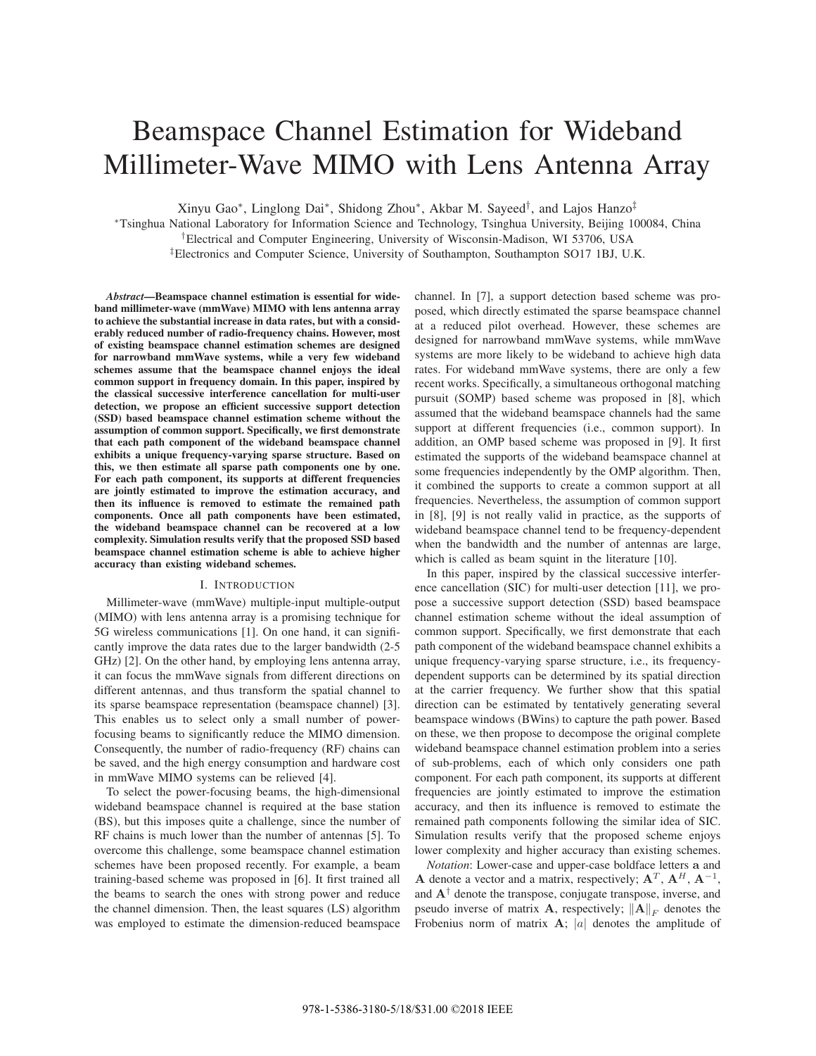# Beamspace Channel Estimation for Wideband Millimeter-Wave MIMO with Lens Antenna Array

Xinyu Gao*, Linglong Dai*, Shidong Zhou*, Akbar M. Sayeed†, and Lajos Hanzo‡

*Tsinghua National Laboratory for Information Science and Technology, Tsinghua University, Beijing 100084, China

†Electrical and Computer Engineering, University of Wisconsin-Madison, WI 53706, USA

‡Electronics and Computer Science, University of Southampton, Southampton SO17 1BJ, U.K.

***Abstract*—Beamspace channel estimation is essential for wideband millimeter-wave (mmWave) MIMO with lens antenna array to achieve the substantial increase in data rates, but with a considerably reduced number of radio-frequency chains. However, most of existing beamspace channel estimation schemes are designed for narrowband mmWave systems, while a very few wideband schemes assume that the beamspace channel enjoys the ideal common support in frequency domain. In this paper, inspired by the classical successive interference cancellation for multi-user detection, we propose an efficient successive support detection (SSD) based beamspace channel estimation scheme without the assumption of common support. Specifically, we first demonstrate that each path component of the wideband beamspace channel exhibits a unique frequency-varying sparse structure. Based on this, we then estimate all sparse path components one by one. For each path component, its supports at different frequencies are jointly estimated to improve the estimation accuracy, and then its influence is removed to estimate the remained path components. Once all path components have been estimated, the wideband beamspace channel can be recovered at a low complexity. Simulation results verify that the proposed SSD based beamspace channel estimation scheme is able to achieve higher accuracy than existing wideband schemes.**

## I. Introduction

Millimeter-wave (mmWave) multiple-input multiple-output (MIMO) with lens antenna array is a promising technique for 5G wireless communications [1]. On one hand, it can significantly improve the data rates due to the larger bandwidth (2-5 GHz) [2]. On the other hand, by employing lens antenna array, it can focus the mmWave signals from different directions on different antennas, and thus transform the spatial channel to its sparse beamspace representation (beamspace channel) [3]. This enables us to select only a small number of power-focusing beams to significantly reduce the MIMO dimension. Consequently, the number of radio-frequency (RF) chains can be saved, and the high energy consumption and hardware cost in mmWave MIMO systems can be relieved [4].

To select the power-focusing beams, the high-dimensional wideband beamspace channel is required at the base station (BS), but this imposes quite a challenge, since the number of RF chains is much lower than the number of antennas [5]. To overcome this challenge, some beamspace channel estimation schemes have been proposed recently. For example, a beam training-based scheme was proposed in [6]. It first trained all the beams to search the ones with strong power and reduce the channel dimension. Then, the least squares (LS) algorithm was employed to estimate the dimension-reduced beamspace channel. In [7], a support detection based scheme was proposed, which directly estimated the sparse beamspace channel at a reduced pilot overhead. However, these schemes are designed for narrowband mmWave systems, while mmWave systems are more likely to be wideband to achieve high data rates. For wideband mmWave systems, there are only a few recent works. Specifically, a simultaneous orthogonal matching pursuit (SOMP) based scheme was proposed in [8], which assumed that the wideband beamspace channels had the same support at different frequencies (i.e., common support). In addition, an OMP based scheme was proposed in [9]. It first estimated the supports of the wideband beamspace channel at some frequencies independently by the OMP algorithm. Then, it combined the supports to create a common support at all frequencies. Nevertheless, the assumption of common support in [8], [9] is not really valid in practice, as the supports of wideband beamspace channel tend to be frequency-dependent when the bandwidth and the number of antennas are large, which is called as beam squint in the literature [10].

In this paper, inspired by the classical successive interference cancellation (SIC) for multi-user detection [11], we propose a successive support detection (SSD) based beamspace channel estimation scheme without the ideal assumption of common support. Specifically, we first demonstrate that each path component of the wideband beamspace channel exhibits a unique frequency-varying sparse structure, i.e., its frequency-dependent supports can be determined by its spatial direction at the carrier frequency. We further show that this spatial direction can be estimated by tentatively generating several beamspace windows (BWins) to capture the path power. Based on these, we then propose to decompose the original complete wideband beamspace channel estimation problem into a series of sub-problems, each of which only considers one path component. For each path component, its supports at different frequencies are jointly estimated to improve the estimation accuracy, and then its influence is removed to estimate the remained path components following the similar idea of SIC. Simulation results verify that the proposed scheme enjoys lower complexity and higher accuracy than existing schemes.

*Notation*: Lower-case and upper-case boldface letters $\mathbf{a}$ and $\mathbf{A}$ denote a vector and a matrix, respectively; $\mathbf{A}^T$, $\mathbf{A}^H$, $\mathbf{A}^{-1}$, and $\mathbf{A}^{\dagger}$ denote the transpose, conjugate transpose, inverse, and pseudo inverse of matrix $\mathbf{A}$, respectively; $\|\mathbf{A}\|_F$ denotes the Frobenius norm of matrix $\mathbf{A}$; $|a|$ denotes the amplitude of

978-1-5386-3180-5/18/$31.00 ©2018 IEEE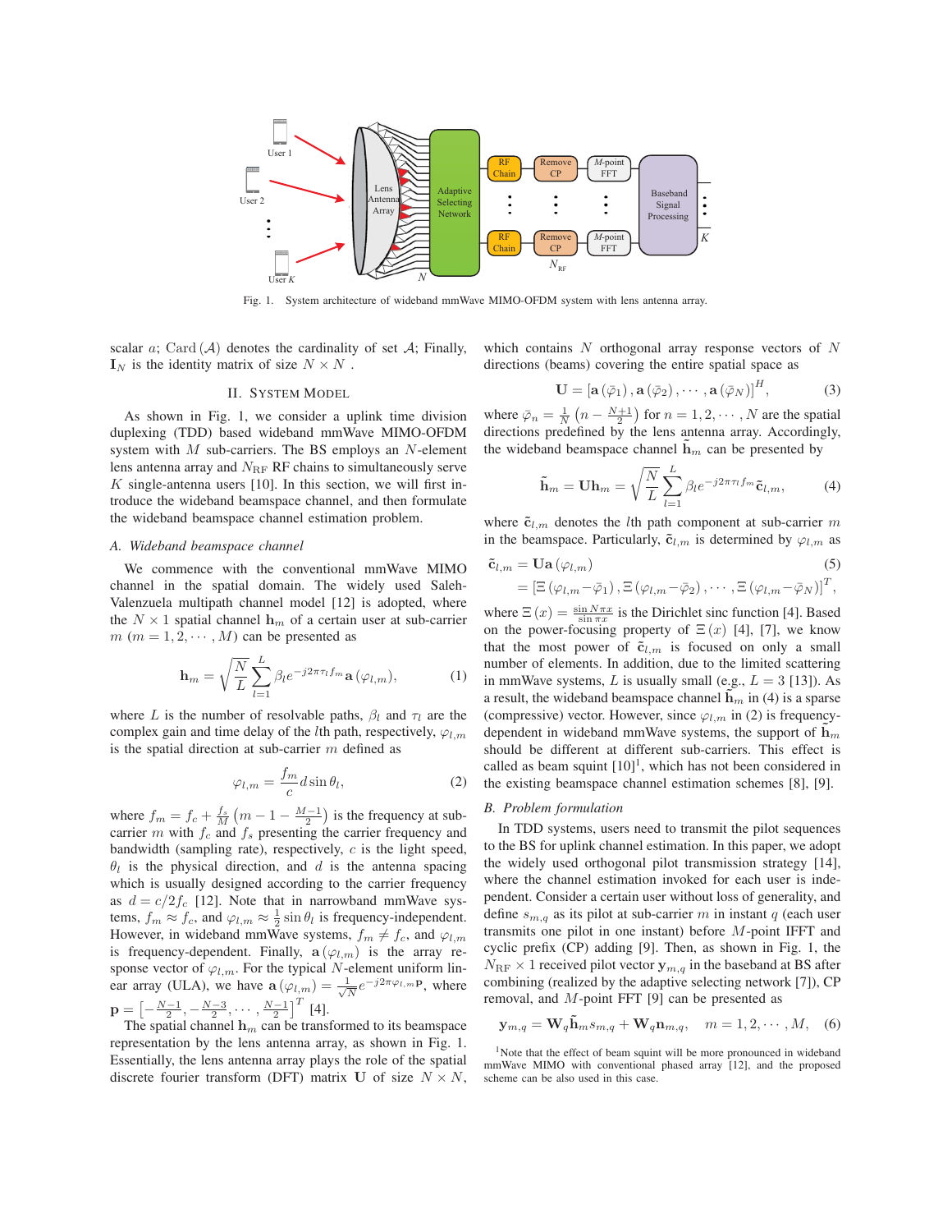Fig. 1. System architecture of wideband mmWave MIMO-OFDM system with lens antenna array.

scalar $a$; $\text{Card}(\mathcal{A})$ denotes the cardinality of set $\mathcal{A}$; Finally, $\mathbf{I}_N$ is the identity matrix of size $N \times N$ .

## II. System Model

As shown in Fig. 1, we consider a uplink time division duplexing (TDD) based wideband mmWave MIMO-OFDM system with $M$ sub-carriers. The BS employs an $N$-element lens antenna array and $N_{\text{RF}}$ RF chains to simultaneously serve $K$ single-antenna users [10]. In this section, we will first introduce the wideband beamspace channel, and then formulate the wideband beamspace channel estimation problem.

### A. Wideband beamspace channel

We commence with the conventional mmWave MIMO channel in the spatial domain. The widely used Saleh-Valenzuela multipath channel model [12] is adopted, where the $N \times 1$ spatial channel $\mathbf{h}_m$ of a certain user at sub-carrier $m$ $(m = 1, 2, \cdots, M)$ can be presented as

$$\mathbf{h}_m = \sqrt{\frac{N}{L}} \sum_{l=1}^{L} \beta_l e^{-j2\pi\tau_l f_m} \mathbf{a}(\varphi_{l,m}), \tag{1}$$

where $L$ is the number of resolvable paths, $\beta_l$ and $\tau_l$ are the complex gain and time delay of the $l$th path, respectively, $\varphi_{l,m}$ is the spatial direction at sub-carrier $m$ defined as

$$\varphi_{l,m} = \frac{f_m}{c} d \sin\theta_l, \tag{2}$$

where $f_m = f_c + \frac{f_s}{M}\left(m - 1 - \frac{M-1}{2}\right)$ is the frequency at sub-carrier $m$ with $f_c$ and $f_s$ presenting the carrier frequency and bandwidth (sampling rate), respectively, $c$ is the light speed, $\theta_l$ is the physical direction, and $d$ is the antenna spacing which is usually designed according to the carrier frequency as $d = c/2f_c$ [12]. Note that in narrowband mmWave systems, $f_m \approx f_c$, and $\varphi_{l,m} \approx \frac{1}{2}\sin\theta_l$ is frequency-independent. However, in wideband mmWave systems, $f_m \neq f_c$, and $\varphi_{l,m}$ is frequency-dependent. Finally, $\mathbf{a}(\varphi_{l,m})$ is the array response vector of $\varphi_{l,m}$. For the typical $N$-element uniform linear array (ULA), we have $\mathbf{a}(\varphi_{l,m}) = \frac{1}{\sqrt{N}} e^{-j2\pi\varphi_{l,m}\mathbf{p}}$, where $\mathbf{p} = \left[-\frac{N-1}{2}, -\frac{N-3}{2}, \cdots, \frac{N-1}{2}\right]^T$ [4].

The spatial channel $\mathbf{h}_m$ can be transformed to its beamspace representation by the lens antenna array, as shown in Fig. 1. Essentially, the lens antenna array plays the role of the spatial discrete fourier transform (DFT) matrix $\mathbf{U}$ of size $N \times N$, which contains $N$ orthogonal array response vectors of $N$ directions (beams) covering the entire spatial space as

$$\mathbf{U} = \left[\mathbf{a}(\bar{\varphi}_1), \mathbf{a}(\bar{\varphi}_2), \cdots, \mathbf{a}(\bar{\varphi}_N)\right]^H, \tag{3}$$

where $\bar{\varphi}_n = \frac{1}{N}\left(n - \frac{N+1}{2}\right)$ for $n = 1, 2, \cdots, N$ are the spatial directions predefined by the lens antenna array. Accordingly, the wideband beamspace channel $\tilde{\mathbf{h}}_m$ can be presented by

$$\tilde{\mathbf{h}}_m = \mathbf{U}\mathbf{h}_m = \sqrt{\frac{N}{L}} \sum_{l=1}^{L} \beta_l e^{-j2\pi\tau_l f_m} \tilde{\mathbf{c}}_{l,m}, \tag{4}$$

where $\tilde{\mathbf{c}}_{l,m}$ denotes the $l$th path component at sub-carrier $m$ in the beamspace. Particularly, $\tilde{\mathbf{c}}_{l,m}$ is determined by $\varphi_{l,m}$ as

$$\begin{aligned} \tilde{\mathbf{c}}_{l,m} &= \mathbf{U}\mathbf{a}(\varphi_{l,m}) \\ &= \left[\Xi(\varphi_{l,m} - \bar{\varphi}_1), \Xi(\varphi_{l,m} - \bar{\varphi}_2), \cdots, \Xi(\varphi_{l,m} - \bar{\varphi}_N)\right]^T, \end{aligned} \tag{5}$$

where $\Xi(x) = \frac{\sin N\pi x}{\sin \pi x}$ is the Dirichlet sinc function [4]. Based on the power-focusing property of $\Xi(x)$ [4], [7], we know that the most power of $\tilde{\mathbf{c}}_{l,m}$ is focused on only a small number of elements. In addition, due to the limited scattering in mmWave systems, $L$ is usually small (e.g., $L = 3$ [13]). As a result, the wideband beamspace channel $\tilde{\mathbf{h}}_m$ in (4) is a sparse (compressive) vector. However, since $\varphi_{l,m}$ in (2) is frequency-dependent in wideband mmWave systems, the support of $\tilde{\mathbf{h}}_m$ should be different at different sub-carriers. This effect is called as beam squint [10][1], which has not been considered in the existing beamspace channel estimation schemes [8], [9].

### B. Problem formulation

In TDD systems, users need to transmit the pilot sequences to the BS for uplink channel estimation. In this paper, we adopt the widely used orthogonal pilot transmission strategy [14], where the channel estimation invoked for each user is independent. Consider a certain user without loss of generality, and define $s_{m,q}$ as its pilot at sub-carrier $m$ in instant $q$ (each user transmits one pilot in one instant) before $M$-point IFFT and cyclic prefix (CP) adding [9]. Then, as shown in Fig. 1, the $N_{\text{RF}} \times 1$ received pilot vector $\mathbf{y}_{m,q}$ in the baseband at BS after combining (realized by the adaptive selecting network [7]), CP removal, and $M$-point FFT [9] can be presented as

$$\mathbf{y}_{m,q} = \mathbf{W}_q \tilde{\mathbf{h}}_m s_{m,q} + \mathbf{W}_q \mathbf{n}_{m,q}, \quad m = 1, 2, \cdots, M, \tag{6}$$

[1]Note that the effect of beam squint will be more pronounced in wideband mmWave MIMO with conventional phased array [12], and the proposed scheme can be also used in this case.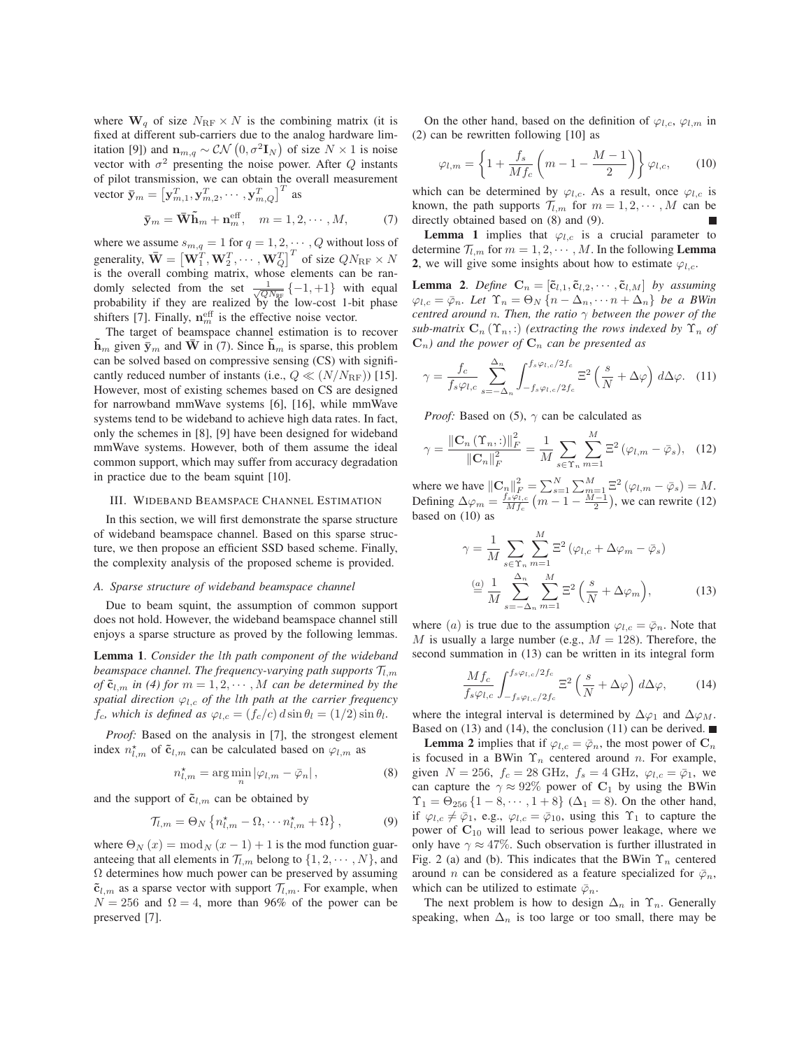where $\mathbf{W}_q$ of size $N_{\mathrm{RF}} \times N$ is the combining matrix (it is fixed at different sub-carriers due to the analog hardware limitation [9]) and $\mathbf{n}_{m,q} \sim \mathcal{CN}\left(0, \sigma^2 \mathbf{I}_N\right)$ of size $N \times 1$ is noise vector with $\sigma^2$ presenting the noise power. After $Q$ instants of pilot transmission, we can obtain the overall measurement vector $\bar{\mathbf{y}}_m = \left[\mathbf{y}_{m,1}^T, \mathbf{y}_{m,2}^T, \cdots, \mathbf{y}_{m,Q}^T\right]^T$ as

$$\bar{\mathbf{y}}_m = \bar{\mathbf{W}}\tilde{\mathbf{h}}_m + \mathbf{n}_m^{\mathrm{eff}}, \quad m = 1, 2, \cdots, M, \tag{7}$$

where we assume $s_{m,q} = 1$ for $q = 1, 2, \cdots, Q$ without loss of generality, $\bar{\mathbf{W}} = \left[\mathbf{W}_1^T, \mathbf{W}_2^T, \cdots, \mathbf{W}_Q^T\right]^T$ of size $QN_{\mathrm{RF}} \times N$ is the overall combing matrix, whose elements can be randomly selected from the set $\frac{1}{\sqrt{QN_{\mathrm{RF}}}}\{-1, +1\}$ with equal probability if they are realized by the low-cost 1-bit phase shifters [7]. Finally, $\mathbf{n}_m^{\mathrm{eff}}$ is the effective noise vector.

The target of beamspace channel estimation is to recover $\tilde{\mathbf{h}}_m$ given $\bar{\mathbf{y}}_m$ and $\bar{\mathbf{W}}$ in (7). Since $\tilde{\mathbf{h}}_m$ is sparse, this problem can be solved based on compressive sensing (CS) with significantly reduced number of instants (i.e., $Q \ll (N/N_{\mathrm{RF}})$) [15]. However, most of existing schemes based on CS are designed for narrowband mmWave systems [6], [16], while mmWave systems tend to be wideband to achieve high data rates. In fact, only the schemes in [8], [9] have been designed for wideband mmWave systems. However, both of them assume the ideal common support, which may suffer from accuracy degradation in practice due to the beam squint [10].

## III. Wideband Beamspace Channel Estimation

In this section, we will first demonstrate the sparse structure of wideband beamspace channel. Based on this sparse structure, we then propose an efficient SSD based scheme. Finally, the complexity analysis of the proposed scheme is provided.

### A. Sparse structure of wideband beamspace channel

Due to beam squint, the assumption of common support does not hold. However, the wideband beamspace channel still enjoys a sparse structure as proved by the following lemmas.

**Lemma 1**. *Consider the $l$th path component of the wideband beamspace channel. The frequency-varying path supports $\mathcal{T}_{l,m}$ of $\tilde{\mathbf{c}}_{l,m}$ in (4) for $m = 1, 2, \cdots, M$ can be determined by the spatial direction $\varphi_{l,c}$ of the $l$th path at the carrier frequency $f_c$, which is defined as $\varphi_{l,c} = (f_c/c)\, d \sin\theta_l = (1/2)\sin\theta_l$.*

*Proof:* Based on the analysis in [7], the strongest element index $n_{l,m}^\star$ of $\tilde{\mathbf{c}}_{l,m}$ can be calculated based on $\varphi_{l,m}$ as

$$n_{l,m}^\star = \arg\min_n |\varphi_{l,m} - \bar{\varphi}_n|, \tag{8}$$

and the support of $\tilde{\mathbf{c}}_{l,m}$ can be obtained by

$$\mathcal{T}_{l,m} = \Theta_N\left\{n_{l,m}^\star - \Omega, \cdots n_{l,m}^\star + \Omega\right\}, \tag{9}$$

where $\Theta_N(x) = \mathrm{mod}_N(x-1) + 1$ is the mod function guaranteeing that all elements in $\mathcal{T}_{l,m}$ belong to $\{1, 2, \cdots, N\}$, and $\Omega$ determines how much power can be preserved by assuming $\tilde{\mathbf{c}}_{l,m}$ as a sparse vector with support $\mathcal{T}_{l,m}$. For example, when $N = 256$ and $\Omega = 4$, more than 96% of the power can be preserved [7].

On the other hand, based on the definition of $\varphi_{l,c}$, $\varphi_{l,m}$ in (2) can be rewritten following [10] as

$$\varphi_{l,m} = \left\{1 + \frac{f_s}{Mf_c}\left(m - 1 - \frac{M-1}{2}\right)\right\}\varphi_{l,c}, \tag{10}$$

which can be determined by $\varphi_{l,c}$. As a result, once $\varphi_{l,c}$ is known, the path supports $\mathcal{T}_{l,m}$ for $m = 1, 2, \cdots, M$ can be directly obtained based on (8) and (9). ■

**Lemma 1** implies that $\varphi_{l,c}$ is a crucial parameter to determine $\mathcal{T}_{l,m}$ for $m = 1, 2, \cdots, M$. In the following **Lemma 2**, we will give some insights about how to estimate $\varphi_{l,c}$.

**Lemma 2**. *Define $\mathbf{C}_n = [\tilde{\mathbf{c}}_{l,1}, \tilde{\mathbf{c}}_{l,2}, \cdots, \tilde{\mathbf{c}}_{l,M}]$ by assuming $\varphi_{l,c} = \bar{\varphi}_n$. Let $\Upsilon_n = \Theta_N\{n - \Delta_n, \cdots n + \Delta_n\}$ be a BWin centred around $n$. Then, the ratio $\gamma$ between the power of the sub-matrix $\mathbf{C}_n(\Upsilon_n, :)$ (extracting the rows indexed by $\Upsilon_n$ of $\mathbf{C}_n$) and the power of $\mathbf{C}_n$ can be presented as*

$$\gamma = \frac{f_c}{f_s\varphi_{l,c}}\sum_{s=-\Delta_n}^{\Delta_n}\int_{-f_s\varphi_{l,c}/2f_c}^{f_s\varphi_{l,c}/2f_c}\Xi^2\left(\frac{s}{N} + \Delta\varphi\right)d\Delta\varphi. \tag{11}$$

*Proof:* Based on (5), $\gamma$ can be calculated as

$$\gamma = \frac{\left\|\mathbf{C}_n(\Upsilon_n, :)\right\|_F^2}{\left\|\mathbf{C}_n\right\|_F^2} = \frac{1}{M}\sum_{s\in\Upsilon_n}\sum_{m=1}^{M}\Xi^2(\varphi_{l,m} - \bar{\varphi}_s), \tag{12}$$

where we have $\left\|\mathbf{C}_n\right\|_F^2 = \sum_{s=1}^{N}\sum_{m=1}^{M}\Xi^2(\varphi_{l,m} - \bar{\varphi}_s) = M$. Defining $\Delta\varphi_m = \frac{f_s\varphi_{l,c}}{Mf_c}\left(m - 1 - \frac{M-1}{2}\right)$, we can rewrite (12) based on (10) as

$$\begin{aligned}\gamma &= \frac{1}{M}\sum_{s\in\Upsilon_n}\sum_{m=1}^{M}\Xi^2(\varphi_{l,c} + \Delta\varphi_m - \bar{\varphi}_s) \\ &\overset{(a)}{=} \frac{1}{M}\sum_{s=-\Delta_n}^{\Delta_n}\sum_{m=1}^{M}\Xi^2\left(\frac{s}{N} + \Delta\varphi_m\right),\end{aligned} \tag{13}$$

where $(a)$ is true due to the assumption $\varphi_{l,c} = \bar{\varphi}_n$. Note that $M$ is usually a large number (e.g., $M = 128$). Therefore, the second summation in (13) can be written in its integral form

$$\frac{Mf_c}{f_s\varphi_{l,c}}\int_{-f_s\varphi_{l,c}/2f_c}^{f_s\varphi_{l,c}/2f_c}\Xi^2\left(\frac{s}{N} + \Delta\varphi\right)d\Delta\varphi, \tag{14}$$

where the integral interval is determined by $\Delta\varphi_1$ and $\Delta\varphi_M$. Based on (13) and (14), the conclusion (11) can be derived. ■

**Lemma 2** implies that if $\varphi_{l,c} = \bar{\varphi}_n$, the most power of $\mathbf{C}_n$ is focused in a BWin $\Upsilon_n$ centered around $n$. For example, given $N = 256$, $f_c = 28$ GHz, $f_s = 4$ GHz, $\varphi_{l,c} = \bar{\varphi}_1$, we can capture the $\gamma \approx 92\%$ power of $\mathbf{C}_1$ by using the BWin $\Upsilon_1 = \Theta_{256}\{1 - 8, \cdots, 1 + 8\}$ ($\Delta_1 = 8$). On the other hand, if $\varphi_{l,c} \neq \bar{\varphi}_1$, e.g., $\varphi_{l,c} = \bar{\varphi}_{10}$, using this $\Upsilon_1$ to capture the power of $\mathbf{C}_{10}$ will lead to serious power leakage, where we only have $\gamma \approx 47\%$. Such observation is further illustrated in Fig. 2 (a) and (b). This indicates that the BWin $\Upsilon_n$ centered around $n$ can be considered as a feature specialized for $\bar{\varphi}_n$, which can be utilized to estimate $\bar{\varphi}_n$.

The next problem is how to design $\Delta_n$ in $\Upsilon_n$. Generally speaking, when $\Delta_n$ is too large or too small, there may be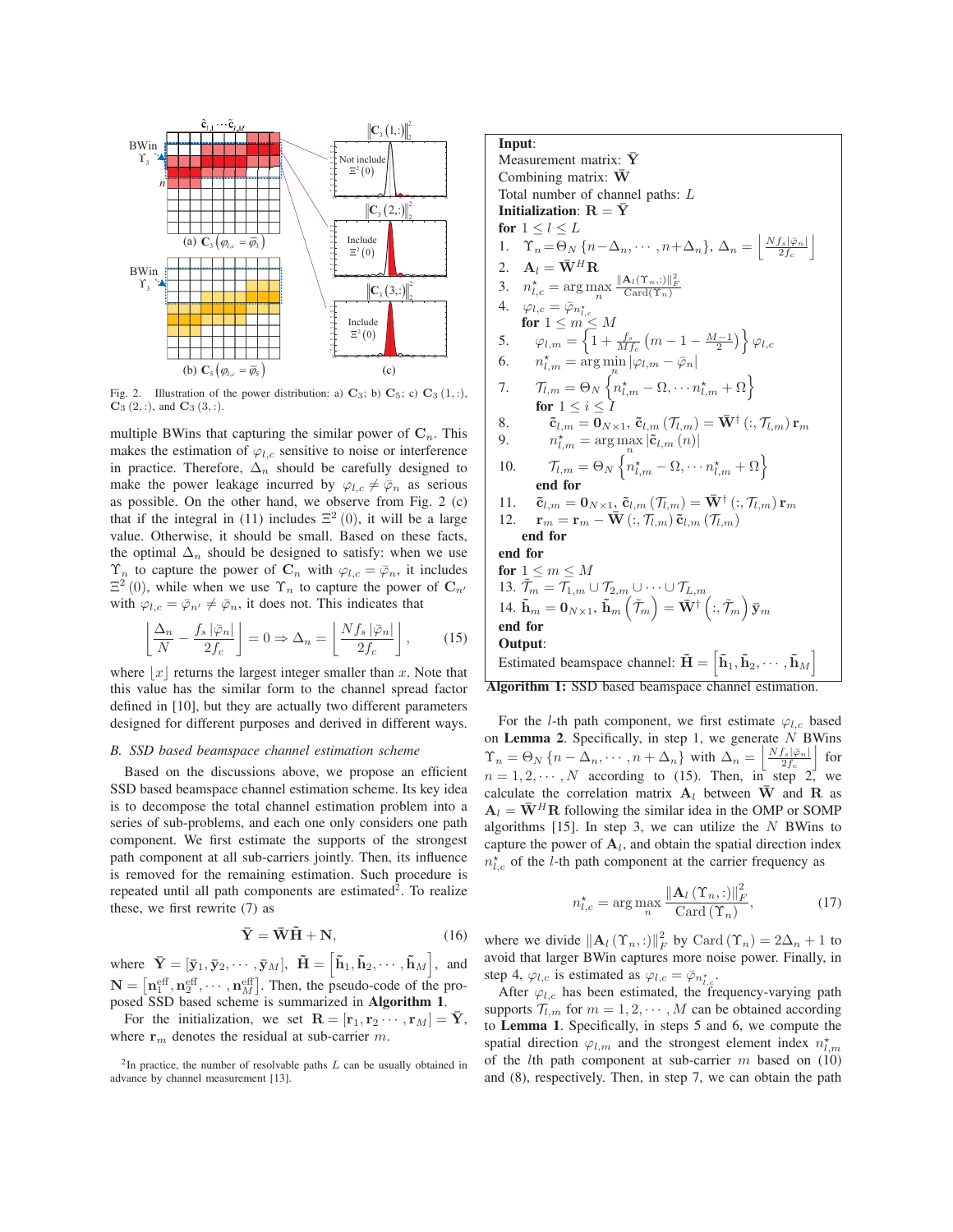$\tilde{\mathbf{c}}_{l,1} \cdots \tilde{\mathbf{c}}_{l,M}$

BWin $\Upsilon_3$

$n$

(a) $\mathbf{C}_3\left(\varphi_{l,c} = \bar{\varphi}_3\right)$

BWin $\Upsilon_3$

(b) $\mathbf{C}_5\left(\varphi_{l,c} = \bar{\varphi}_5\right)$

$\left\|\mathbf{C}_3(1,:)\right\|_2^2$

Not include $\Xi^2(0)$

$\left\|\mathbf{C}_3(2,:)\right\|_2^2$

Include $\Xi^2(0)$

$\left\|\mathbf{C}_3(3,:)\right\|_2^2$

Include $\Xi^2(0)$

(c)

Fig. 2. Illustration of the power distribution: a) $\mathbf{C}_3$; b) $\mathbf{C}_5$; c) $\mathbf{C}_3(1,:)$, $\mathbf{C}_3(2,:)$, and $\mathbf{C}_3(3,:)$.

multiple BWins that capturing the similar power of $\mathbf{C}_n$. This makes the estimation of $\varphi_{l,c}$ sensitive to noise or interference in practice. Therefore, $\Delta_n$ should be carefully designed to make the power leakage incurred by $\varphi_{l,c} \neq \bar{\varphi}_n$ as serious as possible. On the other hand, we observe from Fig. 2 (c) that if the integral in (11) includes $\Xi^2(0)$, it will be a large value. Otherwise, it should be small. Based on these facts, the optimal $\Delta_n$ should be designed to satisfy: when we use $\Upsilon_n$ to capture the power of $\mathbf{C}_n$ with $\varphi_{l,c} = \bar{\varphi}_n$, it includes $\Xi^2(0)$, while when we use $\Upsilon_n$ to capture the power of $\mathbf{C}_{n'}$ with $\varphi_{l,c} = \bar{\varphi}_{n'} \neq \bar{\varphi}_n$, it does not. This indicates that

$$\left\lfloor \frac{\Delta_n}{N} - \frac{f_s\left|\bar{\varphi}_n\right|}{2f_c} \right\rfloor = 0 \Rightarrow \Delta_n = \left\lfloor \frac{Nf_s\left|\bar{\varphi}_n\right|}{2f_c} \right\rfloor, \tag{15}$$

where $\lfloor x \rfloor$ returns the largest integer smaller than $x$. Note that this value has the similar form to the channel spread factor defined in [10], but they are actually two different parameters designed for different purposes and derived in different ways.

### B. SSD based beamspace channel estimation scheme

Based on the discussions above, we propose an efficient SSD based beamspace channel estimation scheme. Its key idea is to decompose the total channel estimation problem into a series of sub-problems, and each one only considers one path component. We first estimate the supports of the strongest path component at all sub-carriers jointly. Then, its influence is removed for the remaining estimation. Such procedure is repeated until all path components are estimated[2]. To realize these, we first rewrite (7) as

$$\bar{\mathbf{Y}} = \bar{\mathbf{W}}\tilde{\mathbf{H}} + \mathbf{N}, \tag{16}$$

where $\bar{\mathbf{Y}} = [\bar{\mathbf{y}}_1, \bar{\mathbf{y}}_2, \cdots, \bar{\mathbf{y}}_M]$, $\tilde{\mathbf{H}} = \left[\tilde{\mathbf{h}}_1, \tilde{\mathbf{h}}_2, \cdots, \tilde{\mathbf{h}}_M\right]$, and $\mathbf{N} = \left[\mathbf{n}_1^{\text{eff}}, \mathbf{n}_2^{\text{eff}}, \cdots, \mathbf{n}_M^{\text{eff}}\right]$. Then, the pseudo-code of the proposed SSD based scheme is summarized in **Algorithm 1**.

For the initialization, we set $\mathbf{R} = [\mathbf{r}_1, \mathbf{r}_2 \cdots, \mathbf{r}_M] = \bar{\mathbf{Y}}$, where $\mathbf{r}_m$ denotes the residual at sub-carrier $m$.

[2] In practice, the number of resolvable paths $L$ can be usually obtained in advance by channel measurement [13].

---

**Input**:
Measurement matrix: $\bar{\mathbf{Y}}$
Combining matrix: $\bar{\mathbf{W}}$
Total number of channel paths: $L$
**Initialization**: $\mathbf{R} = \bar{\mathbf{Y}}$
**for** $1 \leq l \leq L$
1. $\Upsilon_n = \Theta_N\left\{n-\Delta_n, \cdots, n+\Delta_n\right\}$, $\Delta_n = \left\lfloor \frac{Nf_s\left|\bar{\varphi}_n\right|}{2f_c} \right\rfloor$
2. $\mathbf{A}_l = \bar{\mathbf{W}}^H\mathbf{R}$
3. $n_{l,c}^\star = \arg\max\limits_n \frac{\left\|\mathbf{A}_l(\Upsilon_n,:)\right\|_F^2}{\text{Card}(\Upsilon_n)}$
4. $\varphi_{l,c} = \bar{\varphi}_{n_{l,c}^\star}$
   **for** $1 \leq m \leq M$
5. $\varphi_{l,m} = \left\{1 + \frac{f_s}{Mf_c}\left(m - 1 - \frac{M-1}{2}\right)\right\}\varphi_{l,c}$
6. $n_{l,m}^\star = \arg\min\limits_n \left|\varphi_{l,m} - \bar{\varphi}_n\right|$
7. $\mathcal{T}_{l,m} = \Theta_N\left\{n_{l,m}^\star - \Omega, \cdots n_{l,m}^\star + \Omega\right\}$
   **for** $1 \leq i \leq I$
8. $\tilde{\mathbf{c}}_{l,m} = \mathbf{0}_{N\times 1}$, $\tilde{\mathbf{c}}_{l,m}(\mathcal{T}_{l,m}) = \bar{\mathbf{W}}^\dagger(:,\mathcal{T}_{l,m})\,\mathbf{r}_m$
9. $n_{l,m}^\star = \arg\max\limits_n \left|\tilde{\mathbf{c}}_{l,m}(n)\right|$
10. $\mathcal{T}_{l,m} = \Theta_N\left\{n_{l,m}^\star - \Omega, \cdots n_{l,m}^\star + \Omega\right\}$
   **end for**
11. $\tilde{\mathbf{c}}_{l,m} = \mathbf{0}_{N\times 1}$, $\tilde{\mathbf{c}}_{l,m}(\mathcal{T}_{l,m}) = \bar{\mathbf{W}}^\dagger(:,\mathcal{T}_{l,m})\,\mathbf{r}_m$
12. $\mathbf{r}_m = \mathbf{r}_m - \bar{\mathbf{W}}(:,\mathcal{T}_{l,m})\,\tilde{\mathbf{c}}_{l,m}(\mathcal{T}_{l,m})$
   **end for**
**end for**
**for** $1 \leq m \leq M$
13. $\tilde{\mathcal{T}}_m = \mathcal{T}_{1,m} \cup \mathcal{T}_{2,m} \cup \cdots \cup \mathcal{T}_{L,m}$
14. $\tilde{\mathbf{h}}_m = \mathbf{0}_{N\times 1}$, $\tilde{\mathbf{h}}_m\left(\tilde{\mathcal{T}}_m\right) = \bar{\mathbf{W}}^\dagger\left(:,\tilde{\mathcal{T}}_m\right)\bar{\mathbf{y}}_m$
**end for**
**Output**:
Estimated beamspace channel: $\tilde{\mathbf{H}} = \left[\tilde{\mathbf{h}}_1, \tilde{\mathbf{h}}_2, \cdots, \tilde{\mathbf{h}}_M\right]$

**Algorithm 1:** SSD based beamspace channel estimation.

---

For the $l$-th path component, we first estimate $\varphi_{l,c}$ based on **Lemma 2**. Specifically, in step 1, we generate $N$ BWins $\Upsilon_n = \Theta_N\left\{n - \Delta_n, \cdots, n + \Delta_n\right\}$ with $\Delta_n = \left\lfloor \frac{Nf_s\left|\bar{\varphi}_n\right|}{2f_c} \right\rfloor$ for $n = 1, 2, \cdots, N$ according to (15). Then, in step 2, we calculate the correlation matrix $\mathbf{A}_l$ between $\bar{\mathbf{W}}$ and $\mathbf{R}$ as $\mathbf{A}_l = \bar{\mathbf{W}}^H\mathbf{R}$ following the similar idea in the OMP or SOMP algorithms [15]. In step 3, we can utilize the $N$ BWins to capture the power of $\mathbf{A}_l$, and obtain the spatial direction index $n_{l,c}^\star$ of the $l$-th path component at the carrier frequency as

$$n_{l,c}^\star = \arg\max_n \frac{\left\|\mathbf{A}_l\left(\Upsilon_n,:\right)\right\|_F^2}{\text{Card}\left(\Upsilon_n\right)}, \tag{17}$$

where we divide $\left\|\mathbf{A}_l\left(\Upsilon_n,:\right)\right\|_F^2$ by $\text{Card}\left(\Upsilon_n\right) = 2\Delta_n + 1$ to avoid that larger BWin captures more noise power. Finally, in step 4, $\varphi_{l,c}$ is estimated as $\varphi_{l,c} = \bar{\varphi}_{n_{l,c}^\star}$.

After $\varphi_{l,c}$ has been estimated, the frequency-varying path supports $\mathcal{T}_{l,m}$ for $m = 1, 2, \cdots, M$ can be obtained according to **Lemma 1**. Specifically, in steps 5 and 6, we compute the spatial direction $\varphi_{l,m}$ and the strongest element index $n_{l,m}^\star$ of the $l$th path component at sub-carrier $m$ based on (10) and (8), respectively. Then, in step 7, we can obtain the path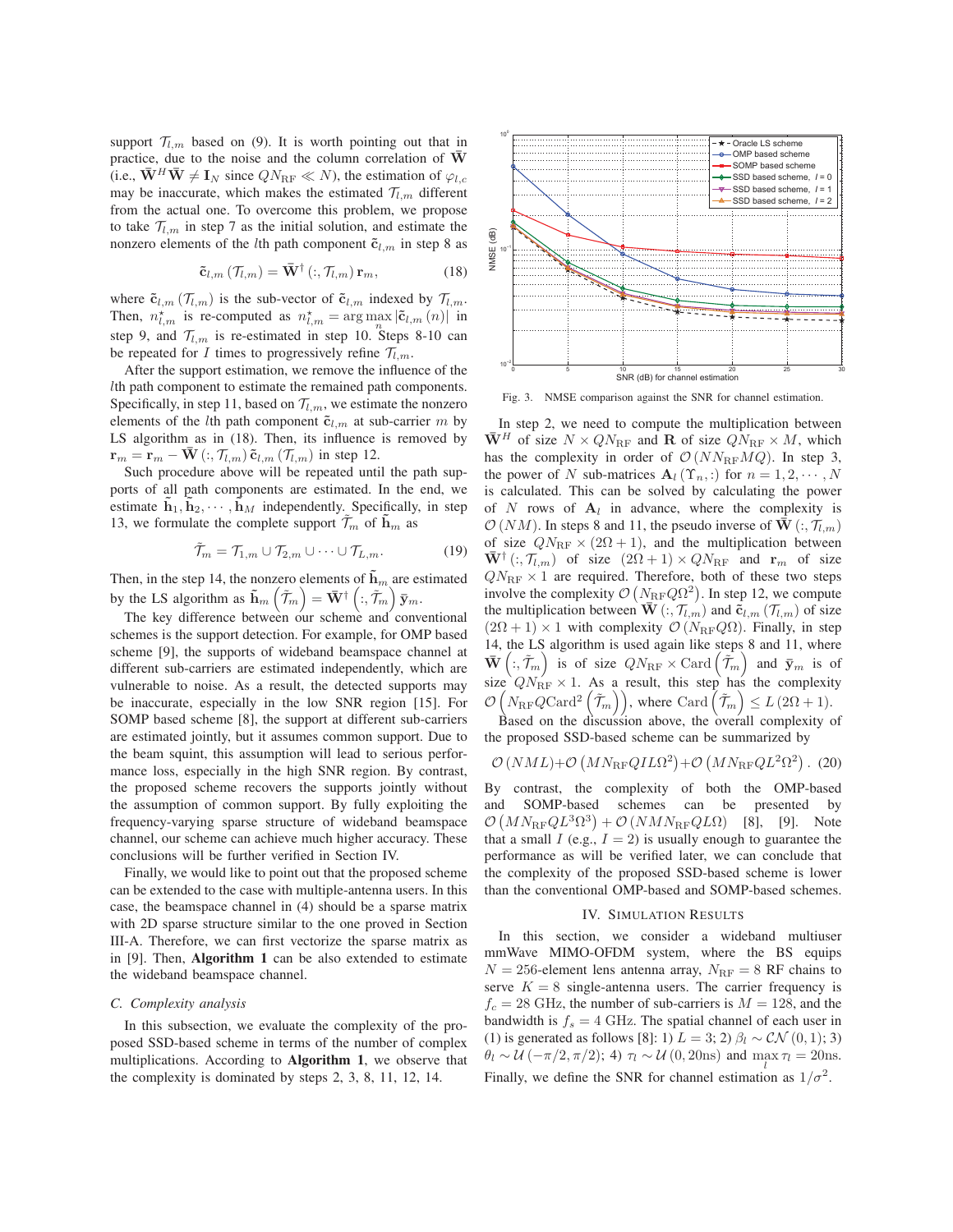support $\mathcal{T}_{l,m}$ based on (9). It is worth pointing out that in practice, due to the noise and the column correlation of $\bar{\mathbf{W}}$ (i.e., $\bar{\mathbf{W}}^H\bar{\mathbf{W}} \neq \mathbf{I}_N$ since $QN_{\rm RF} \ll N$), the estimation of $\varphi_{l,c}$ may be inaccurate, which makes the estimated $\mathcal{T}_{l,m}$ different from the actual one. To overcome this problem, we propose to take $\mathcal{T}_{l,m}$ in step 7 as the initial solution, and estimate the nonzero elements of the $l$th path component $\tilde{\mathbf{c}}_{l,m}$ in step 8 as

$$\tilde{\mathbf{c}}_{l,m}\left(\mathcal{T}_{l,m}\right) = \bar{\mathbf{W}}^{\dagger}\left(:,\mathcal{T}_{l,m}\right)\mathbf{r}_m, \tag{18}$$

where $\tilde{\mathbf{c}}_{l,m}\left(\mathcal{T}_{l,m}\right)$ is the sub-vector of $\tilde{\mathbf{c}}_{l,m}$ indexed by $\mathcal{T}_{l,m}$. Then, $n_{l,m}^{\star}$ is re-computed as $n_{l,m}^{\star} = \arg\max\limits_{n} \left|\tilde{\mathbf{c}}_{l,m}\left(n\right)\right|$ in step 9, and $\mathcal{T}_{l,m}$ is re-estimated in step 10. Steps 8-10 can be repeated for $I$ times to progressively refine $\mathcal{T}_{l,m}$.

After the support estimation, we remove the influence of the $l$th path component to estimate the remained path components. Specifically, in step 11, based on $\mathcal{T}_{l,m}$, we estimate the nonzero elements of the $l$th path component $\tilde{\mathbf{c}}_{l,m}$ at sub-carrier $m$ by LS algorithm as in (18). Then, its influence is removed by $\mathbf{r}_m = \mathbf{r}_m - \bar{\mathbf{W}}\left(:,\mathcal{T}_{l,m}\right)\tilde{\mathbf{c}}_{l,m}\left(\mathcal{T}_{l,m}\right)$ in step 12.

Such procedure above will be repeated until the path supports of all path components are estimated. In the end, we estimate $\tilde{\mathbf{h}}_1, \tilde{\mathbf{h}}_2, \cdots, \tilde{\mathbf{h}}_M$ independently. Specifically, in step 13, we formulate the complete support $\tilde{\mathcal{T}}_m$ of $\tilde{\mathbf{h}}_m$ as

$$\tilde{\mathcal{T}}_m = \mathcal{T}_{1,m} \cup \mathcal{T}_{2,m} \cup \cdots \cup \mathcal{T}_{L,m}. \tag{19}$$

Then, in the step 14, the nonzero elements of $\tilde{\mathbf{h}}_m$ are estimated by the LS algorithm as $\tilde{\mathbf{h}}_m\left(\tilde{\mathcal{T}}_m\right) = \bar{\mathbf{W}}^{\dagger}\left(:,\tilde{\mathcal{T}}_m\right)\bar{\mathbf{y}}_m$.

The key difference between our scheme and conventional schemes is the support detection. For example, for OMP based scheme [9], the supports of wideband beamspace channel at different sub-carriers are estimated independently, which are vulnerable to noise. As a result, the detected supports may be inaccurate, especially in the low SNR region [15]. For SOMP based scheme [8], the support at different sub-carriers are estimated jointly, but it assumes common support. Due to the beam squint, this assumption will lead to serious performance loss, especially in the high SNR region. By contrast, the proposed scheme recovers the supports jointly without the assumption of common support. By fully exploiting the frequency-varying sparse structure of wideband beamspace channel, our scheme can achieve much higher accuracy. These conclusions will be further verified in Section IV.

Finally, we would like to point out that the proposed scheme can be extended to the case with multiple-antenna users. In this case, the beamspace channel in (4) should be a sparse matrix with 2D sparse structure similar to the one proved in Section III-A. Therefore, we can first vectorize the sparse matrix as in [9]. Then, **Algorithm 1** can be also extended to estimate the wideband beamspace channel.

### C. Complexity analysis

In this subsection, we evaluate the complexity of the proposed SSD-based scheme in terms of the number of complex multiplications. According to **Algorithm 1**, we observe that the complexity is dominated by steps 2, 3, 8, 11, 12, 14.

Oracle LS scheme
OMP based scheme
SOMP based scheme
SSD based scheme, $I = 0$
SSD based scheme, $I = 1$
SSD based scheme, $I = 2$
NMSE (dB)
SNR (dB) for channel estimation
$10^0$
$10^{-1}$
$10^{-2}$
0 5 10 15 20 25 30

Fig. 3. NMSE comparison against the SNR for channel estimation.

In step 2, we need to compute the multiplication between $\bar{\mathbf{W}}^H$ of size $N \times QN_{\rm RF}$ and $\mathbf{R}$ of size $QN_{\rm RF} \times M$, which has the complexity in order of $\mathcal{O}\left(NN_{\rm RF}MQ\right)$. In step 3, the power of $N$ sub-matrices $\mathbf{A}_l\left(\Upsilon_n,:\right)$ for $n = 1, 2, \cdots, N$ is calculated. This can be solved by calculating the power of $N$ rows of $\mathbf{A}_l$ in advance, where the complexity is $\mathcal{O}\left(NM\right)$. In steps 8 and 11, the pseudo inverse of $\bar{\mathbf{W}}\left(:,\mathcal{T}_{l,m}\right)$ of size $QN_{\rm RF} \times (2\Omega+1)$, and the multiplication between $\bar{\mathbf{W}}^{\dagger}\left(:,\mathcal{T}_{l,m}\right)$ of size $(2\Omega+1) \times QN_{\rm RF}$ and $\mathbf{r}_m$ of size $QN_{\rm RF} \times 1$ are required. Therefore, both of these two steps involve the complexity $\mathcal{O}\left(N_{\rm RF}Q\Omega^2\right)$. In step 12, we compute the multiplication between $\bar{\mathbf{W}}\left(:,\mathcal{T}_{l,m}\right)$ and $\tilde{\mathbf{c}}_{l,m}\left(\mathcal{T}_{l,m}\right)$ of size $(2\Omega+1) \times 1$ with complexity $\mathcal{O}\left(N_{\rm RF}Q\Omega\right)$. Finally, in step 14, the LS algorithm is used again like steps 8 and 11, where $\bar{\mathbf{W}}\left(:,\tilde{\mathcal{T}}_m\right)$ is of size $QN_{\rm RF} \times {\rm Card}\left(\tilde{\mathcal{T}}_m\right)$ and $\bar{\mathbf{y}}_m$ is of size $QN_{\rm RF} \times 1$. As a result, this step has the complexity $\mathcal{O}\left(N_{\rm RF}Q{\rm Card}^2\left(\tilde{\mathcal{T}}_m\right)\right)$, where ${\rm Card}\left(\tilde{\mathcal{T}}_m\right) \leq L\left(2\Omega+1\right)$.

Based on the discussion above, the overall complexity of the proposed SSD-based scheme can be summarized by

$$\mathcal{O}\left(NML\right) + \mathcal{O}\left(MN_{\rm RF}QIL\Omega^2\right) + \mathcal{O}\left(MN_{\rm RF}QL^2\Omega^2\right). \tag{20}$$

By contrast, the complexity of both the OMP-based and SOMP-based schemes can be presented by $\mathcal{O}\left(MN_{\rm RF}QL^3\Omega^3\right) + \mathcal{O}\left(NMN_{\rm RF}QL\Omega\right)$ [8], [9]. Note that a small $I$ (e.g., $I = 2$) is usually enough to guarantee the performance as will be verified later, we can conclude that the complexity of the proposed SSD-based scheme is lower than the conventional OMP-based and SOMP-based schemes.

## IV. Simulation Results

In this section, we consider a wideband multiuser mmWave MIMO-OFDM system, where the BS equips $N = 256$-element lens antenna array, $N_{\rm RF} = 8$ RF chains to serve $K = 8$ single-antenna users. The carrier frequency is $f_c = 28$ GHz, the number of sub-carriers is $M = 128$, and the bandwidth is $f_s = 4$ GHz. The spatial channel of each user in (1) is generated as follows [8]: 1) $L = 3$; 2) $\beta_l \sim \mathcal{CN}\left(0,1\right)$; 3) $\theta_l \sim \mathcal{U}\left(-\pi/2, \pi/2\right)$; 4) $\tau_l \sim \mathcal{U}\left(0, 20\text{ns}\right)$ and $\max\limits_{l} \tau_l = 20$ns. Finally, we define the SNR for channel estimation as $1/\sigma^2$.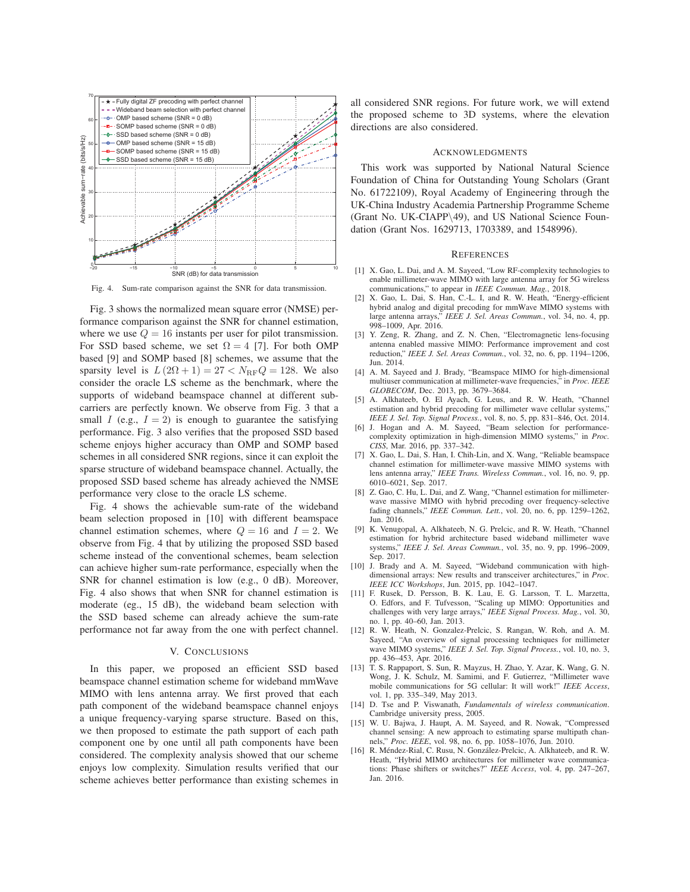- ★ - Fully digital ZF precoding with perfect channel
- - - Wideband beam selection with perfect channel
- ○ - OMP based scheme (SNR = 0 dB)
- □ - SOMP based scheme (SNR = 0 dB)
- ◇ - SSD based scheme (SNR = 0 dB)
—○— OMP based scheme (SNR = 15 dB)
—□— SOMP based scheme (SNR = 15 dB)
—◇— SSD based scheme (SNR = 15 dB)

Achievable sum-rate (bits/s/Hz)

0
10
20
30
40
50
60
70

−20
−15
−10
−5
0
5
10

SNR (dB) for data transmission

Fig. 4. Sum-rate comparison against the SNR for data transmission.

Fig. 3 shows the normalized mean square error (NMSE) performance comparison against the SNR for channel estimation, where we use $Q = 16$ instants per user for pilot transmission. For SSD based scheme, we set $\Omega = 4$ [7]. For both OMP based [9] and SOMP based [8] schemes, we assume that the sparsity level is $L(2\Omega + 1) = 27 < N_{\text{RF}}Q = 128$. We also consider the oracle LS scheme as the benchmark, where the supports of wideband beamspace channel at different subcarriers are perfectly known. We observe from Fig. 3 that a small $I$ (e.g., $I = 2$) is enough to guarantee the satisfying performance. Fig. 3 also verifies that the proposed SSD based scheme enjoys higher accuracy than OMP and SOMP based schemes in all considered SNR regions, since it can exploit the sparse structure of wideband beamspace channel. Actually, the proposed SSD based scheme has already achieved the NMSE performance very close to the oracle LS scheme.

Fig. 4 shows the achievable sum-rate of the wideband beam selection proposed in [10] with different beamspace channel estimation schemes, where $Q = 16$ and $I = 2$. We observe from Fig. 4 that by utilizing the proposed SSD based scheme instead of the conventional schemes, beam selection can achieve higher sum-rate performance, especially when the SNR for channel estimation is low (e.g., 0 dB). Moreover, Fig. 4 also shows that when SNR for channel estimation is moderate (eg., 15 dB), the wideband beam selection with the SSD based scheme can already achieve the sum-rate performance not far away from the one with perfect channel.

## V. Conclusions

In this paper, we proposed an efficient SSD based beamspace channel estimation scheme for wideband mmWave MIMO with lens antenna array. We first proved that each path component of the wideband beamspace channel enjoys a unique frequency-varying sparse structure. Based on this, we then proposed to estimate the path support of each path component one by one until all path components have been considered. The complexity analysis showed that our scheme enjoys low complexity. Simulation results verified that our scheme achieves better performance than existing schemes in all considered SNR regions. For future work, we will extend the proposed scheme to 3D systems, where the elevation directions are also considered.

## Acknowledgments

This work was supported by National Natural Science Foundation of China for Outstanding Young Scholars (Grant No. 61722109), Royal Academy of Engineering through the UK-China Industry Academia Partnership Programme Scheme (Grant No. UK-CIAPP\49), and US National Science Foundation (Grant Nos. 1629713, 1703389, and 1548996).

## References

[1] X. Gao, L. Dai, and A. M. Sayeed, "Low RF-complexity technologies to enable millimeter-wave MIMO with large antenna array for 5G wireless communications," to appear in *IEEE Commun. Mag.*, 2018.

[2] X. Gao, L. Dai, S. Han, C.-L. I, and R. W. Heath, "Energy-efficient hybrid analog and digital precoding for mmWave MIMO systems with large antenna arrays," *IEEE J. Sel. Areas Commun.*, vol. 34, no. 4, pp. 998–1009, Apr. 2016.

[3] Y. Zeng, R. Zhang, and Z. N. Chen, "Electromagnetic lens-focusing antenna enabled massive MIMO: Performance improvement and cost reduction," *IEEE J. Sel. Areas Commun.*, vol. 32, no. 6, pp. 1194–1206, Jun. 2014.

[4] A. M. Sayeed and J. Brady, "Beamspace MIMO for high-dimensional multiuser communication at millimeter-wave frequencies," in *Proc. IEEE GLOBECOM*, Dec. 2013, pp. 3679–3684.

[5] A. Alkhateeb, O. El Ayach, G. Leus, and R. W. Heath, "Channel estimation and hybrid precoding for millimeter wave cellular systems," *IEEE J. Sel. Top. Signal Process.*, vol. 8, no. 5, pp. 831–846, Oct. 2014.

[6] J. Hogan and A. M. Sayeed, "Beam selection for performance-complexity optimization in high-dimension MIMO systems," in *Proc. CISS*, Mar. 2016, pp. 337–342.

[7] X. Gao, L. Dai, S. Han, I. Chih-Lin, and X. Wang, "Reliable beamspace channel estimation for millimeter-wave massive MIMO systems with lens antenna array," *IEEE Trans. Wireless Commun.*, vol. 16, no. 9, pp. 6010–6021, Sep. 2017.

[8] Z. Gao, C. Hu, L. Dai, and Z. Wang, "Channel estimation for millimeter-wave massive MIMO with hybrid precoding over frequency-selective fading channels," *IEEE Commun. Lett.*, vol. 20, no. 6, pp. 1259–1262, Jun. 2016.

[9] K. Venugopal, A. Alkhateeb, N. G. Prelcic, and R. W. Heath, "Channel estimation for hybrid architecture based wideband millimeter wave systems," *IEEE J. Sel. Areas Commun.*, vol. 35, no. 9, pp. 1996–2009, Sep. 2017.

[10] J. Brady and A. M. Sayeed, "Wideband communication with high-dimensional arrays: New results and transceiver architectures," in *Proc. IEEE ICC Workshops*, Jun. 2015, pp. 1042–1047.

[11] F. Rusek, D. Persson, B. K. Lau, E. G. Larsson, T. L. Marzetta, O. Edfors, and F. Tufvesson, "Scaling up MIMO: Opportunities and challenges with very large arrays," *IEEE Signal Process. Mag.*, vol. 30, no. 1, pp. 40–60, Jan. 2013.

[12] R. W. Heath, N. Gonzalez-Prelcic, S. Rangan, W. Roh, and A. M. Sayeed, "An overview of signal processing techniques for millimeter wave MIMO systems," *IEEE J. Sel. Top. Signal Process.*, vol. 10, no. 3, pp. 436–453, Apr. 2016.

[13] T. S. Rappaport, S. Sun, R. Mayzus, H. Zhao, Y. Azar, K. Wang, G. N. Wong, J. K. Schulz, M. Samimi, and F. Gutierrez, "Millimeter wave mobile communications for 5G cellular: It will work!" *IEEE Access*, vol. 1, pp. 335–349, May 2013.

[14] D. Tse and P. Viswanath, *Fundamentals of wireless communication*. Cambridge university press, 2005.

[15] W. U. Bajwa, J. Haupt, A. M. Sayeed, and R. Nowak, "Compressed channel sensing: A new approach to estimating sparse multipath channels," *Proc. IEEE*, vol. 98, no. 6, pp. 1058–1076, Jun. 2010.

[16] R. Méndez-Rial, C. Rusu, N. González-Prelcic, A. Alkhateeb, and R. W. Heath, "Hybrid MIMO architectures for millimeter wave communications: Phase shifters or switches?" *IEEE Access*, vol. 4, pp. 247–267, Jan. 2016.